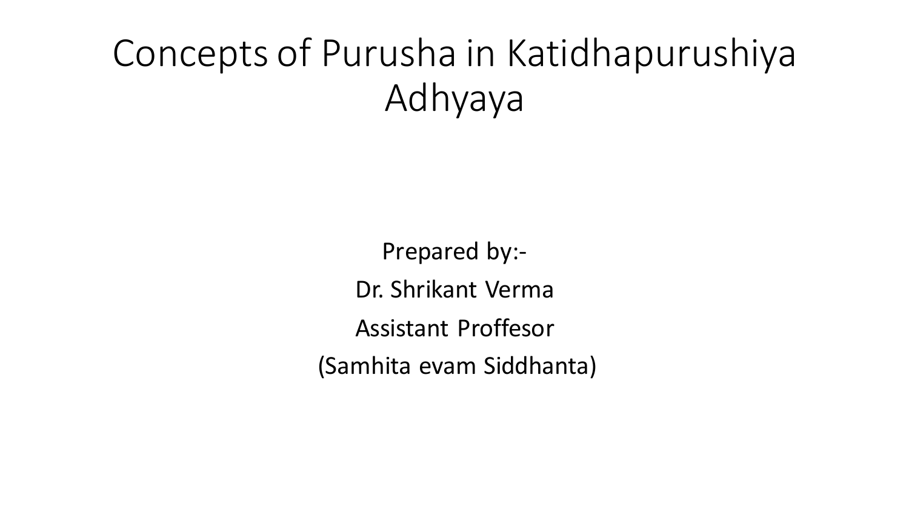# Concepts of Purusha in Katidhapurushiya Adhyaya

Prepared by:-

Dr. Shrikant Verma

Assistant Proffesor

(Samhita evam Siddhanta)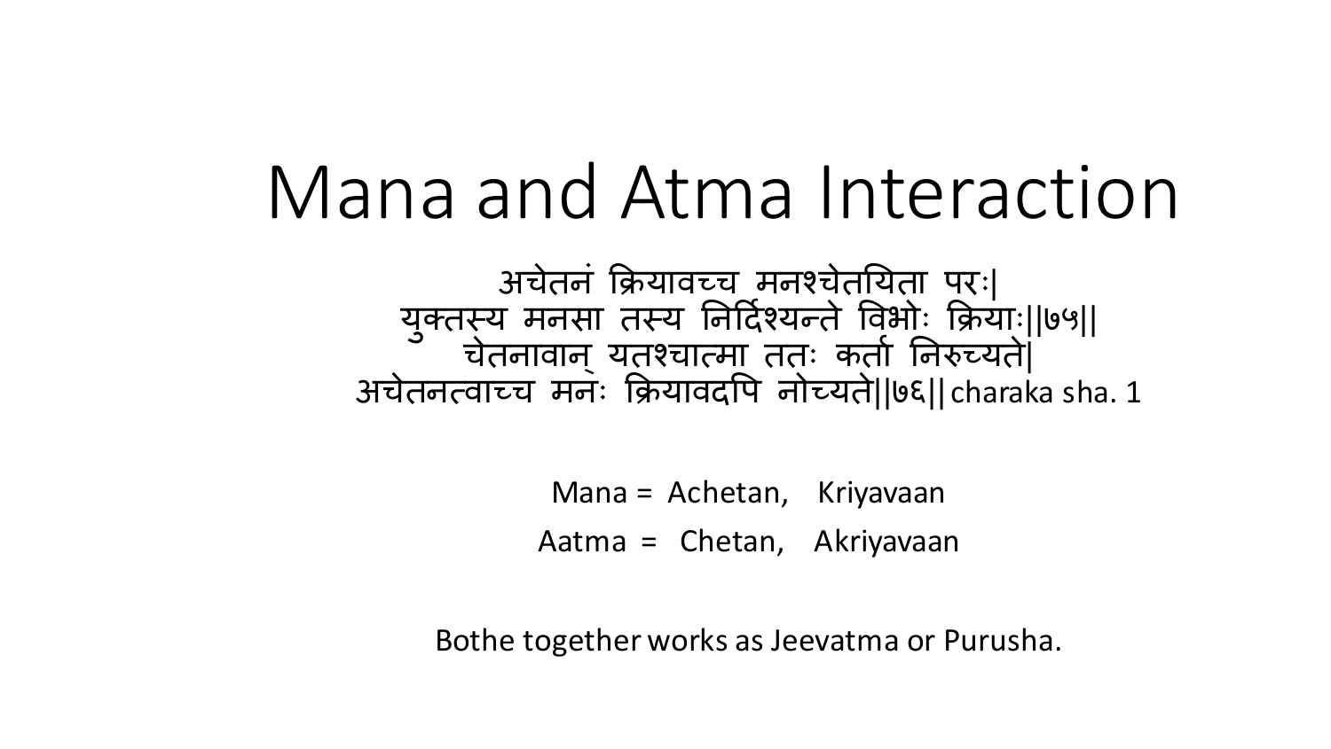# Mana and Atma Interaction

अचेतनं क्रियावच्च मनश्चेतयिता परः|
युक्तस्य मनसा तस्य निर्दिश्यन्ते विभोः क्रियाः||७५||
चेतनावान् यतश्चात्मा ततः कर्ता निरुच्यते|
अचेतनत्वाच्च मनः क्रियावदपि नोच्यते||७६|| charaka sha. 1

Mana = Achetan, Kriyavaan

Aatma = Chetan, Akriyavaan

Bothe together works as Jeevatma or Purusha.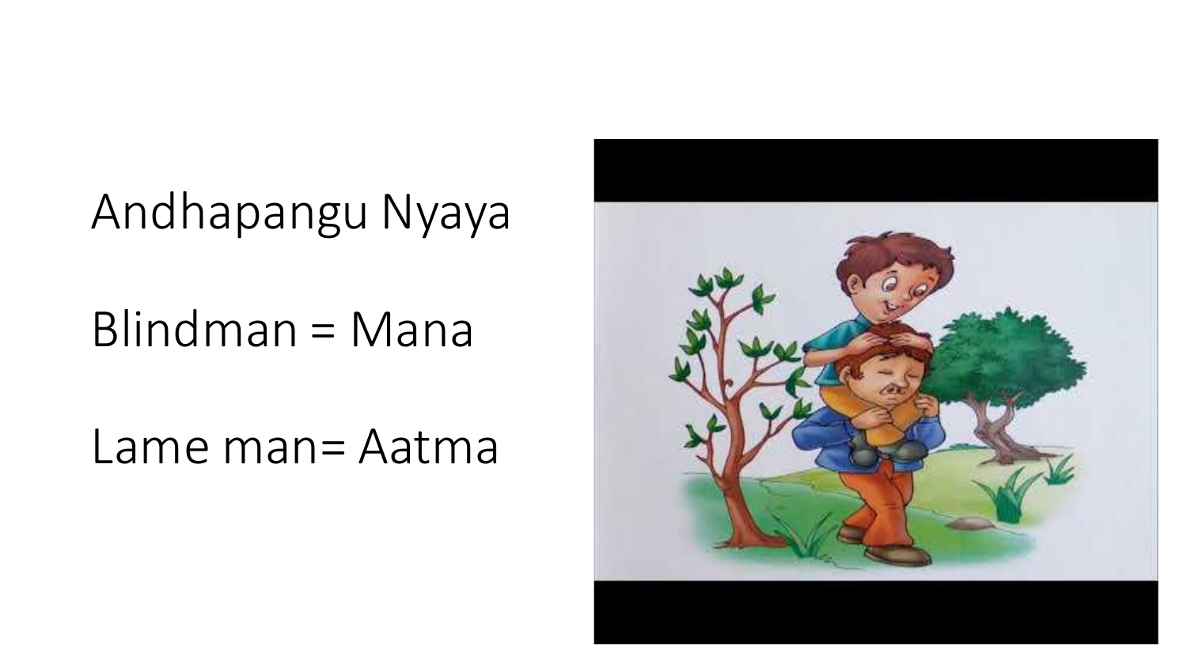Andhapangu Nyaya

Blindman = Mana

Lame man= Aatma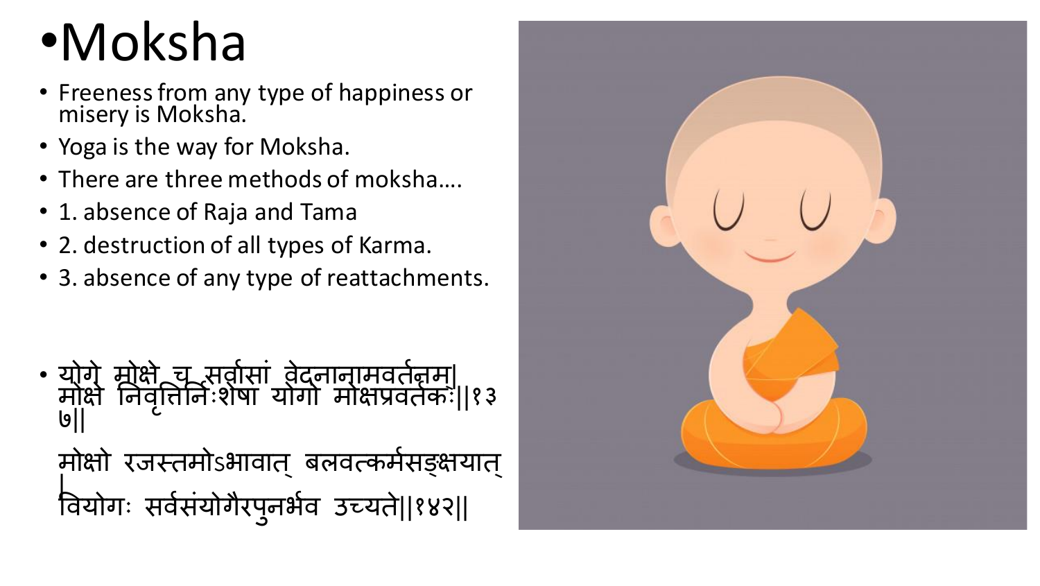# •Moksha

- Freeness from any type of happiness or misery is Moksha.
- Yoga is the way for Moksha.
- There are three methods of moksha….
- 1. absence of Raja and Tama
- 2. destruction of all types of Karma.
- 3. absence of any type of reattachments.

- योगे मोक्षे च सर्वासां वेदनानामवर्तनम्|
  मोक्षे निवृत्तिर्निःशेषा योगो मोक्षप्रवर्तकः||१३७||

  मोक्षो रजस्तमोऽभावात् बलवत्कर्मसङ्क्षयात्|
  वियोगः सर्वसंयोगैरपुनर्भव उच्यते||१४२||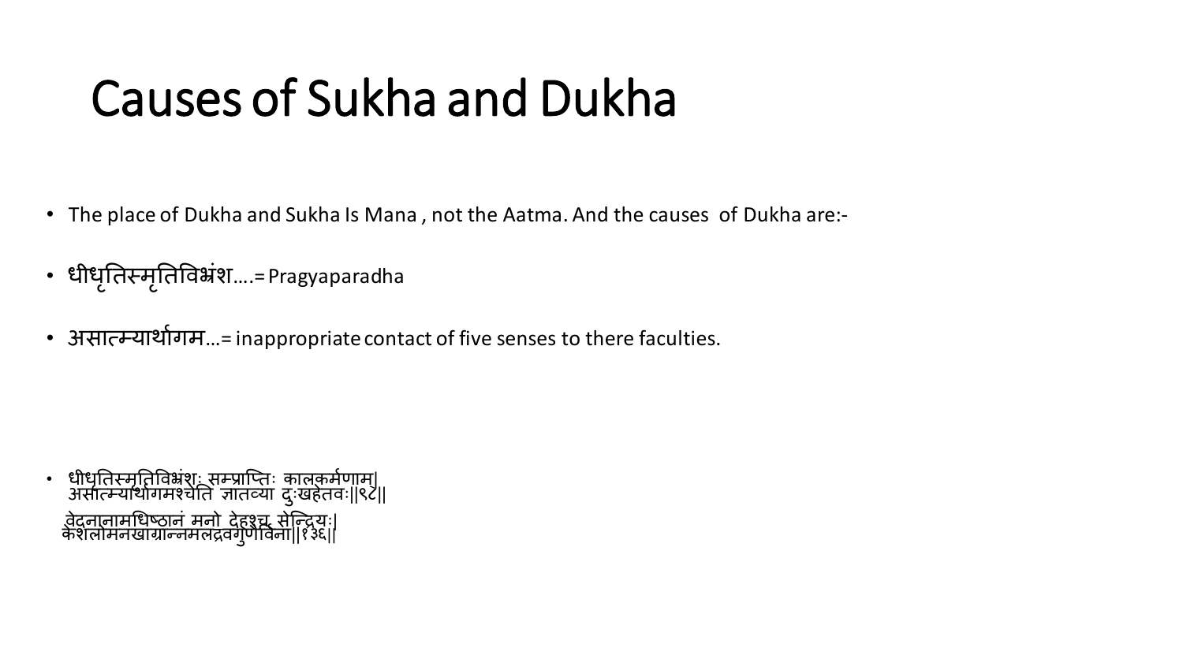# Causes of Sukha and Dukha

- The place of Dukha and Sukha Is Mana , not the Aatma. And the causes of Dukha are:-
- धीधृतिस्मृतिविभ्रंश….= Pragyaparadha
- असात्म्यार्थागम…= inappropriate contact of five senses to there faculties.

- धीधृतिस्मृतिविभ्रंशः सम्प्राप्तिः कालकर्मणाम्।
  असात्म्यार्थागमश्चेति ज्ञातव्या दुःखहेतवः॥९८॥

  वेदनानामधिष्ठानं मनो देहश्च सेन्द्रियः।
  केशलोमनखाग्रान्नमलद्रवगुणैर्विना॥१३६॥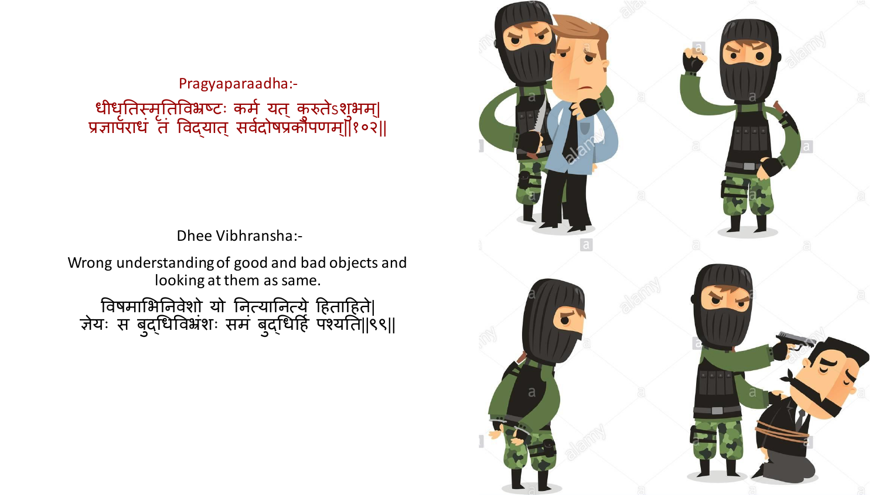Pragyaparaadha:-

धीधृतिस्मृतिविभ्रष्टः कर्म यत् कुरुतेऽशुभम्|
प्रज्ञापराधं तं विद्यात् सर्वदोषप्रकोपणम्||१०२||

Dhee Vibhransha:-

Wrong understanding of good and bad objects and looking at them as same.

विषमाभिनिवेशो यो नित्यानित्ये हिताहिते|
ज्ञेयः स बुद्धिविभ्रंशः समं बुद्धिर्हि पश्यति||९९||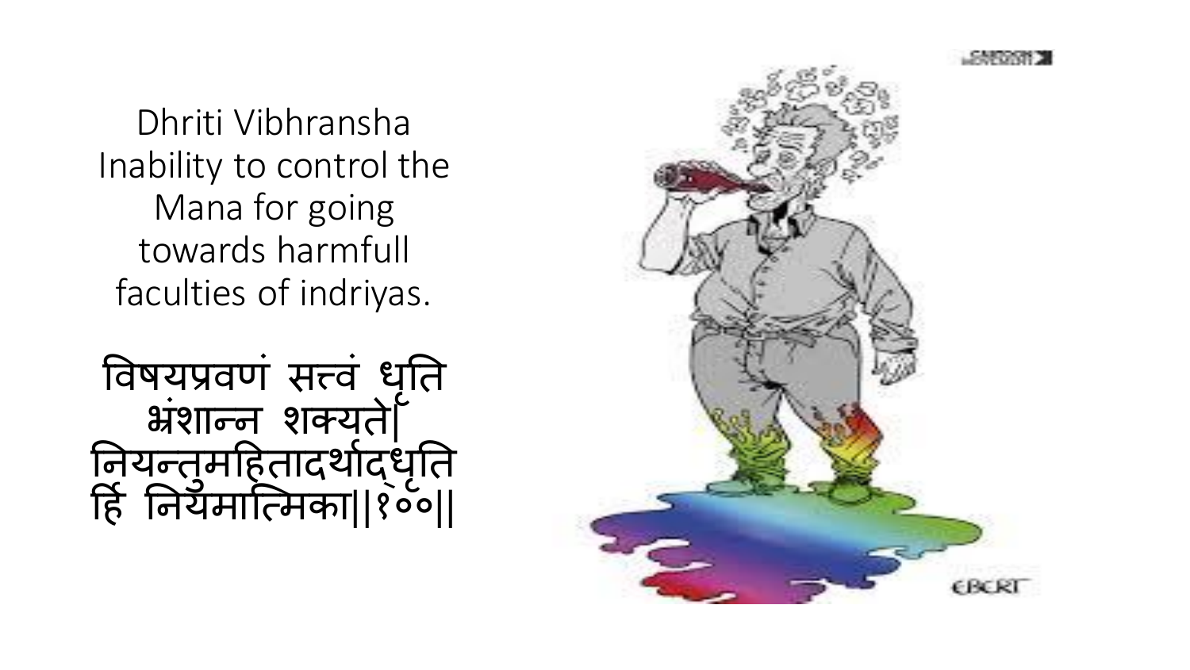Dhriti Vibhransha
Inability to control the Mana for going towards harmfull faculties of indriyas.

विषयप्रवणं सत्त्वं धृति भ्रंशान्न शक्यते|
नियन्तुमहितादर्थाद्धृति र्हि नियमात्मिका||१००||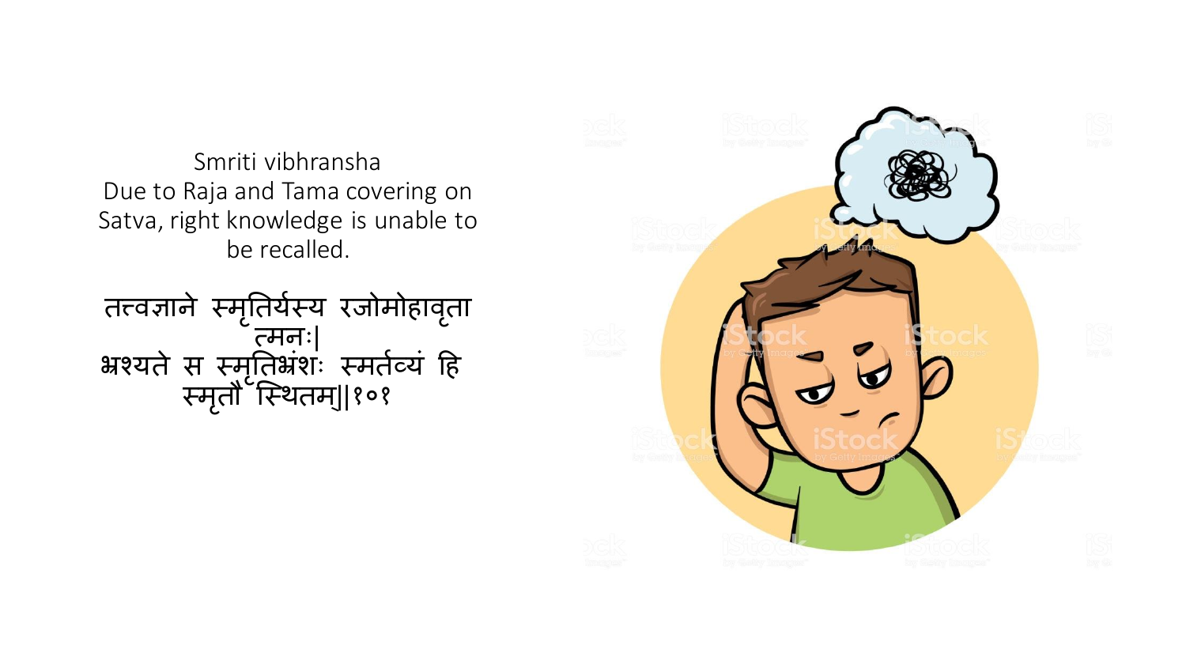Smriti vibhransha
Due to Raja and Tama covering on Satva, right knowledge is unable to be recalled.

तत्त्वज्ञाने स्मृतिर्यस्य रजोमोहावृतात्मनः|
भ्रश्यते स स्मृतिभ्रंशः स्मर्तव्यं हि स्मृतौ स्थितम्||१०१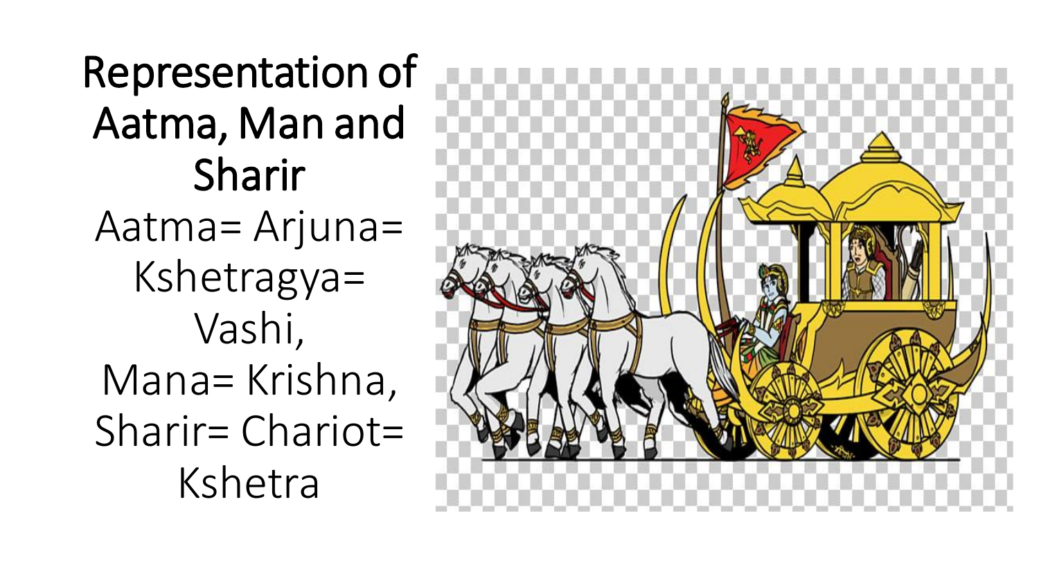# Representation of Aatma, Man and Sharir

Aatma= Arjuna= Kshetragya= Vashi,
Mana= Krishna,
Sharir= Chariot= Kshetra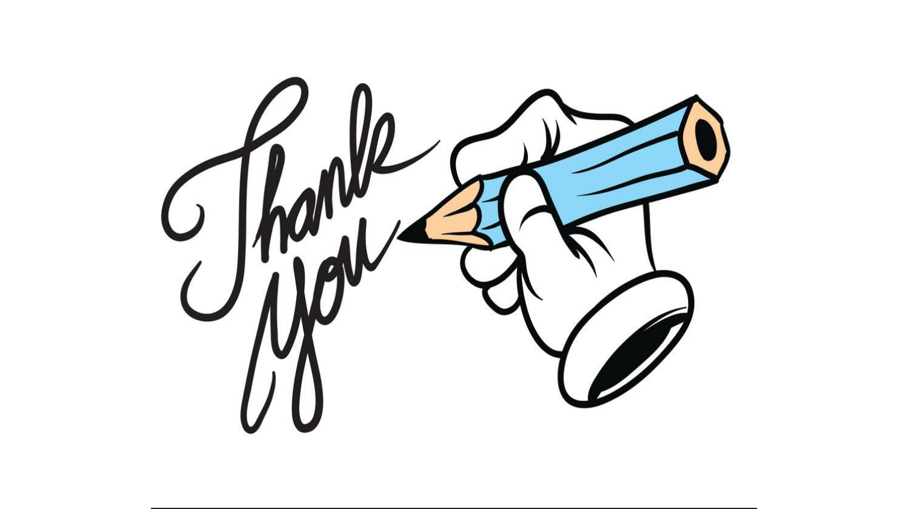Thank you